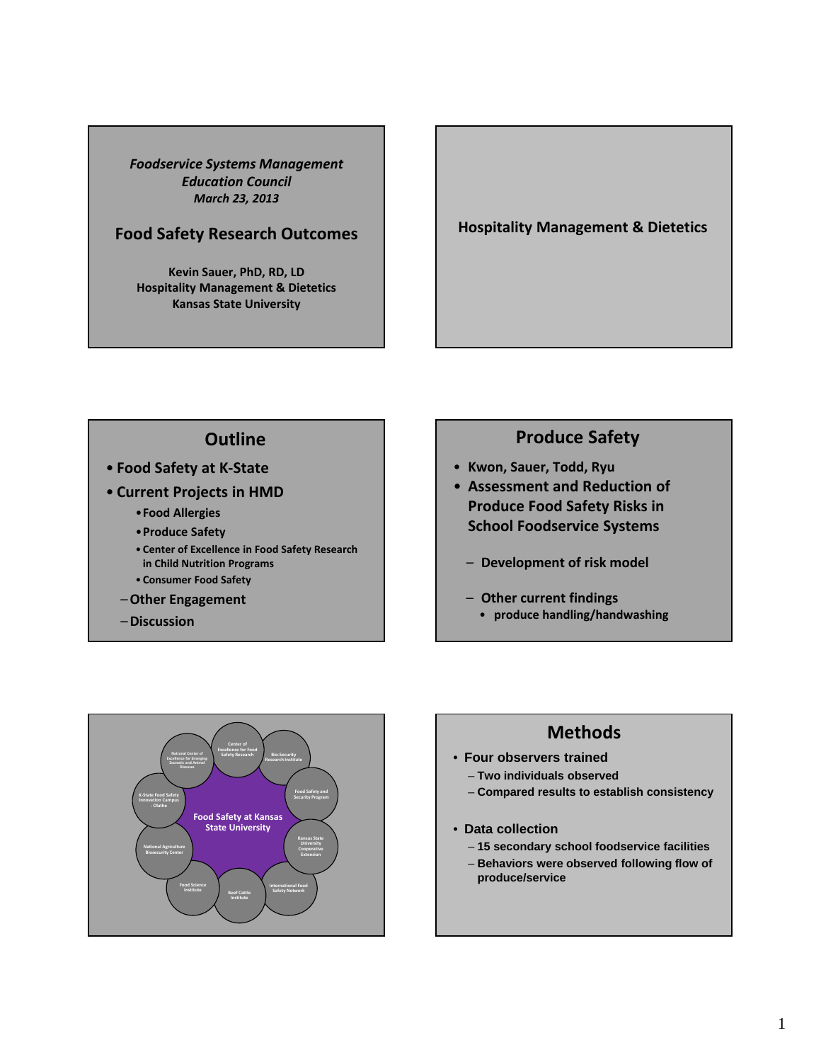*Foodservice Systems Management Education Council*
*March 23, 2013*

## Food Safety Research Outcomes

**Kevin Sauer, PhD, RD, LD**
**Hospitality Management & Dietetics**
**Kansas State University**

---

**Hospitality Management & Dietetics**

---

## Outline

- **Food Safety at K-State**
- **Current Projects in HMD**
  - **Food Allergies**
  - **Produce Safety**
  - **Center of Excellence in Food Safety Research in Child Nutrition Programs**
  - **Consumer Food Safety**
  - **Other Engagement**
  - **Discussion**

---

## Produce Safety

- **Kwon, Sauer, Todd, Ryu**
- **Assessment and Reduction of Produce Food Safety Risks in School Foodservice Systems**
  - **Development of risk model**
  - **Other current findings**
    - **produce handling/handwashing**

---

**Food Safety at Kansas State University**

- Center of Excellence for Food Safety Research
- Bio-Security Research Institute
- Food Safety and Security Program
- Kansas State University Cooperative Extension
- International Food Safety Network
- Beef Cattle Institute
- Food Science Institute
- National Agriculture Biosecurity Center
- K-State Food Safety Innovation Campus - Olathe
- National Center of Excellence for Emerging Zoonotic and Animal Diseases

---

## Methods

- **Four observers trained**
  - **Two individuals observed**
  - **Compared results to establish consistency**
- **Data collection**
  - **15 secondary school foodservice facilities**
  - **Behaviors were observed following flow of produce/service**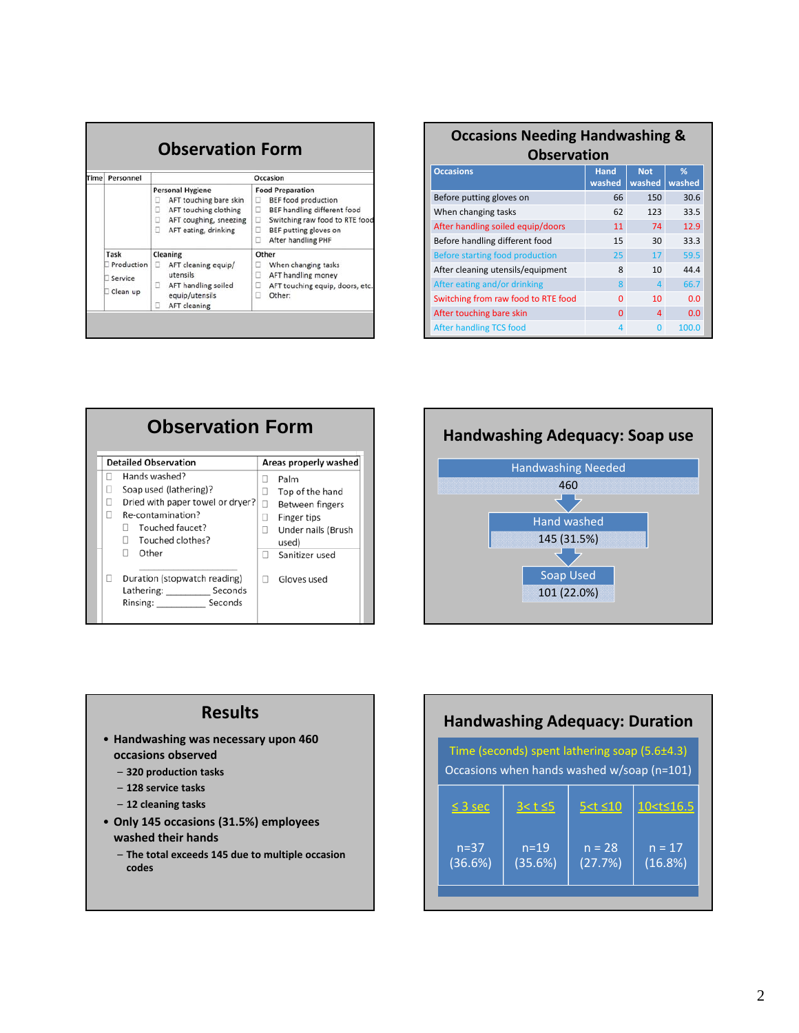## Observation Form

| Time | Personnel | Occasion | |
|---|---|---|---|
| | | **Personal Hygiene**<br>☐ AFT touching bare skin<br>☐ AFT touching clothing<br>☐ AFT coughing, sneezing<br>☐ AFT eating, drinking | **Food Preparation**<br>☐ BEF food production<br>☐ BEF handling different food<br>☐ Switching raw food to RTE food<br>☐ BEF putting gloves on<br>☐ After handling PHF |
| | **Task**<br>☐ Production<br>☐ Service<br>☐ Clean up | **Cleaning**<br>☐ AFT cleaning equip/ utensils<br>☐ AFT handling soiled equip/utensils<br>☐ AFT cleaning | **Other**<br>☐ When changing tasks<br>☐ AFT handling money<br>☐ AFT touching equip, doors, etc.<br>☐ Other: |

## Occasions Needing Handwashing & Observation

| Occasions | Hand washed | Not washed | % washed |
|---|---|---|---|
| Before putting gloves on | 66 | 150 | 30.6 |
| When changing tasks | 62 | 123 | 33.5 |
| After handling soiled equip/doors | 11 | 74 | 12.9 |
| Before handling different food | 15 | 30 | 33.3 |
| Before starting food production | 25 | 17 | 59.5 |
| After cleaning utensils/equipment | 8 | 10 | 44.4 |
| After eating and/or drinking | 8 | 4 | 66.7 |
| Switching from raw food to RTE food | 0 | 10 | 0.0 |
| After touching bare skin | 0 | 4 | 0.0 |
| After handling TCS food | 4 | 0 | 100.0 |

## Observation Form

| Detailed Observation | Areas properly washed |
|---|---|
| ☐ Hands washed? | ☐ Palm |
| ☐ Soap used (lathering)? | ☐ Top of the hand |
| ☐ Dried with paper towel or dryer? | ☐ Between fingers |
| ☐ Re-contamination? | ☐ Finger tips |
| ☐ Touched faucet? | ☐ Under nails (Brush used) |
| ☐ Touched clothes? | |
| ☐ Other | ☐ Sanitizer used |
| ☐ Duration (stopwatch reading)<br>Lathering: _________ Seconds<br>Rinsing: __________ Seconds | ☐ Gloves used |

## Handwashing Adequacy: Soap use

- Handwashing Needed: 460
- Hand washed: 145 (31.5%)
- Soap Used: 101 (22.0%)

## Results

- **Handwashing was necessary upon 460 occasions observed**
  - **320 production tasks**
  - **128 service tasks**
  - **12 cleaning tasks**
- **Only 145 occasions (31.5%) employees washed their hands**
  - **The total exceeds 145 due to multiple occasion codes**

## Handwashing Adequacy: Duration

Time (seconds) spent lathering soap (5.6±4.3)

Occasions when hands washed w/soap (n=101)

| ≤ 3 sec | 3< t ≤5 | 5<t ≤10 | 10<t≤16.5 |
|---|---|---|---|
| n=37 (36.6%) | n=19 (35.6%) | n = 28 (27.7%) | n = 17 (16.8%) |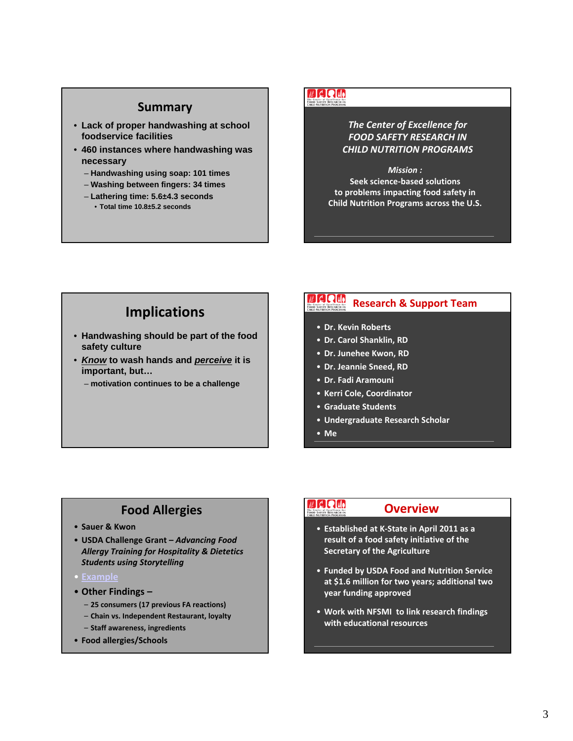## Summary

- Lack of proper handwashing at school foodservice facilities
- 460 instances where handwashing was necessary
  - Handwashing using soap: 101 times
  - Washing between fingers: 34 times
  - Lathering time: 5.6±4.3 seconds
    - Total time 10.8±5.2 seconds

*The Center of Excellence for FOOD SAFETY RESEARCH IN CHILD NUTRITION PROGRAMS*

***Mission :***

**Seek science-based solutions to problems impacting food safety in Child Nutrition Programs across the U.S.**

## Implications

- Handwashing should be part of the food safety culture
- ***Know*** to wash hands and ***perceive*** it is important, but…
  - motivation continues to be a challenge

## Research & Support Team

- Dr. Kevin Roberts
- Dr. Carol Shanklin, RD
- Dr. Junehee Kwon, RD
- Dr. Jeannie Sneed, RD
- Dr. Fadi Aramouni
- Kerri Cole, Coordinator
- Graduate Students
- Undergraduate Research Scholar
- Me

## Food Allergies

- Sauer & Kwon
- USDA Challenge Grant – *Advancing Food Allergy Training for Hospitality & Dietetics Students using Storytelling*
- Example
- Other Findings –
  - 25 consumers (17 previous FA reactions)
  - Chain vs. Independent Restaurant, loyalty
  - Staff awareness, ingredients
- Food allergies/Schools

## Overview

- Established at K-State in April 2011 as a result of a food safety initiative of the Secretary of the Agriculture
- Funded by USDA Food and Nutrition Service at $1.6 million for two years; additional two year funding approved
- Work with NFSMI to link research findings with educational resources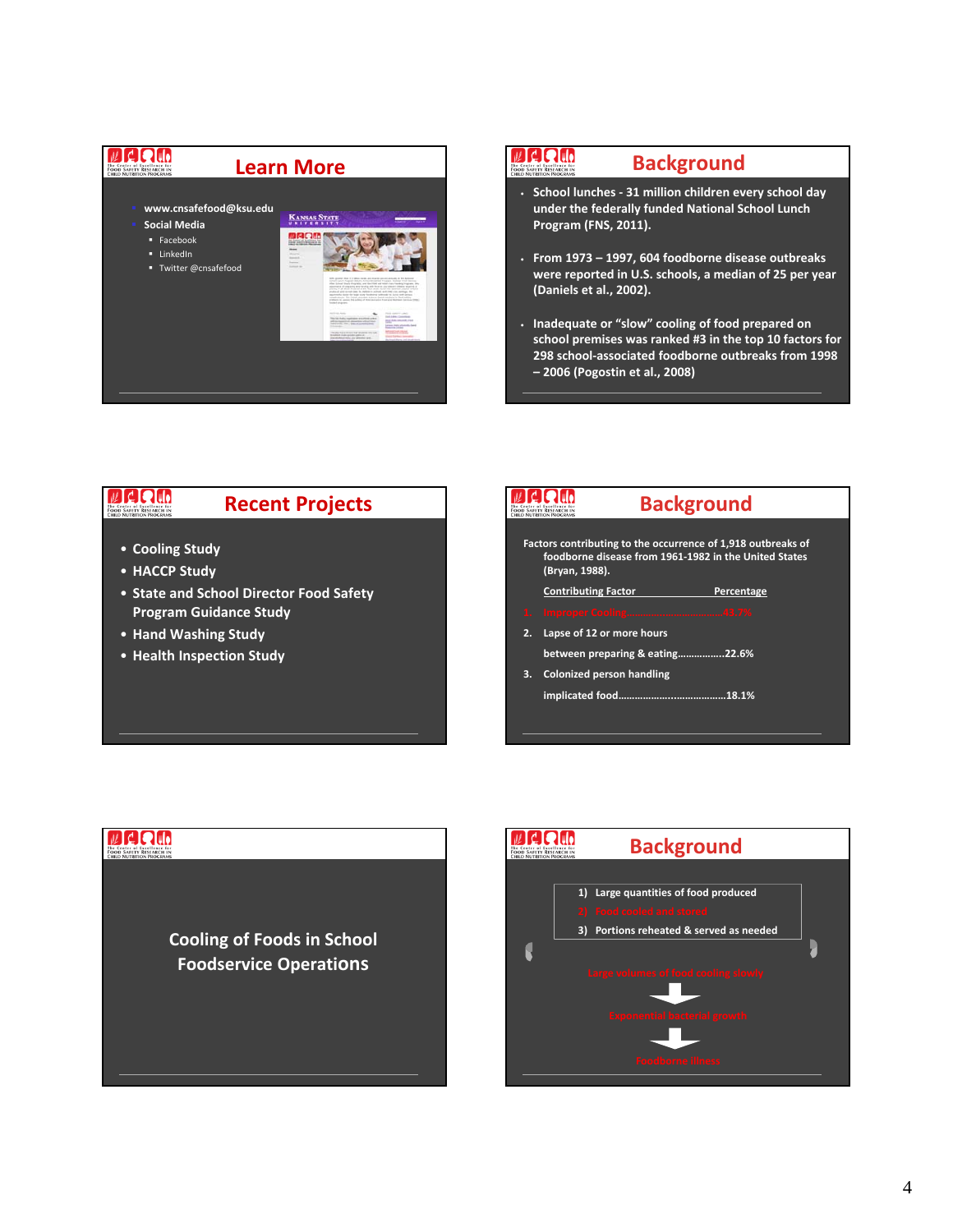## Learn More

- www.cnsafefood@ksu.edu
- Social Media
  - Facebook
  - LinkedIn
  - Twitter @cnsafefood

## Background

- School lunches - 31 million children every school day under the federally funded National School Lunch Program (FNS, 2011).
- From 1973 – 1997, 604 foodborne disease outbreaks were reported in U.S. schools, a median of 25 per year (Daniels et al., 2002).
- Inadequate or "slow" cooling of food prepared on school premises was ranked #3 in the top 10 factors for 298 school-associated foodborne outbreaks from 1998 – 2006 (Pogostin et al., 2008)

## Recent Projects

- Cooling Study
- HACCP Study
- State and School Director Food Safety Program Guidance Study
- Hand Washing Study
- Health Inspection Study

## Background

Factors contributing to the occurrence of 1,918 outbreaks of foodborne disease from 1961-1982 in the United States (Bryan, 1988).

| Contributing Factor | Percentage |
|---|---|
| 1. Improper Cooling | 43.7% |
| 2. Lapse of 12 or more hours between preparing & eating | 22.6% |
| 3. Colonized person handling implicated food | 18.1% |

## Cooling of Foods in School Foodservice Operations

## Background

1) Large quantities of food produced
2) Food cooled and stored
3) Portions reheated & served as needed

Large volumes of food cooling slowly

↓

Exponential bacterial growth

↓

Foodborne illness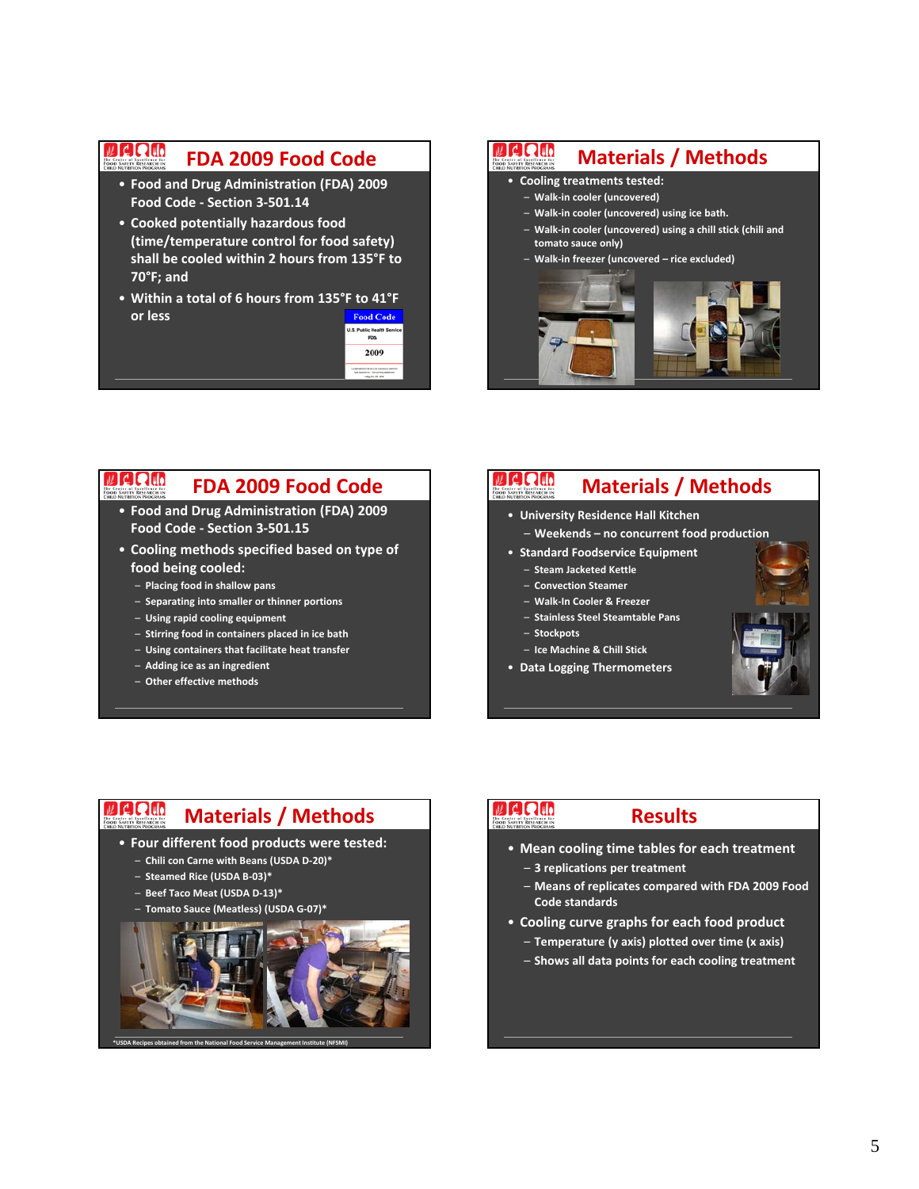## FDA 2009 Food Code

- Food and Drug Administration (FDA) 2009 Food Code - Section 3-501.14
- Cooked potentially hazardous food (time/temperature control for food safety) shall be cooled within 2 hours from 135°F to 70°F; and
- Within a total of 6 hours from 135°F to 41°F or less

## Materials / Methods

- Cooling treatments tested:
  - Walk-in cooler (uncovered)
  - Walk-in cooler (uncovered) using ice bath.
  - Walk-in cooler (uncovered) using a chill stick (chili and tomato sauce only)
  - Walk-in freezer (uncovered – rice excluded)

## FDA 2009 Food Code

- Food and Drug Administration (FDA) 2009 Food Code - Section 3-501.15
- Cooling methods specified based on type of food being cooled:
  - Placing food in shallow pans
  - Separating into smaller or thinner portions
  - Using rapid cooling equipment
  - Stirring food in containers placed in ice bath
  - Using containers that facilitate heat transfer
  - Adding ice as an ingredient
  - Other effective methods

## Materials / Methods

- University Residence Hall Kitchen
  - Weekends – no concurrent food production
- Standard Foodservice Equipment
  - Steam Jacketed Kettle
  - Convection Steamer
  - Walk-In Cooler & Freezer
  - Stainless Steel Steamtable Pans
  - Stockpots
  - Ice Machine & Chill Stick
- Data Logging Thermometers

## Materials / Methods

- Four different food products were tested:
  - Chili con Carne with Beans (USDA D-20)*
  - Steamed Rice (USDA B-03)*
  - Beef Taco Meat (USDA D-13)*
  - Tomato Sauce (Meatless) (USDA G-07)*

*USDA Recipes obtained from the National Food Service Management Institute (NFSMI)

## Results

- Mean cooling time tables for each treatment
  - 3 replications per treatment
  - Means of replicates compared with FDA 2009 Food Code Standards
- Cooling curve graphs for each food product
  - Temperature (y axis) plotted over time (x axis)
  - Shows all data points for each cooling treatment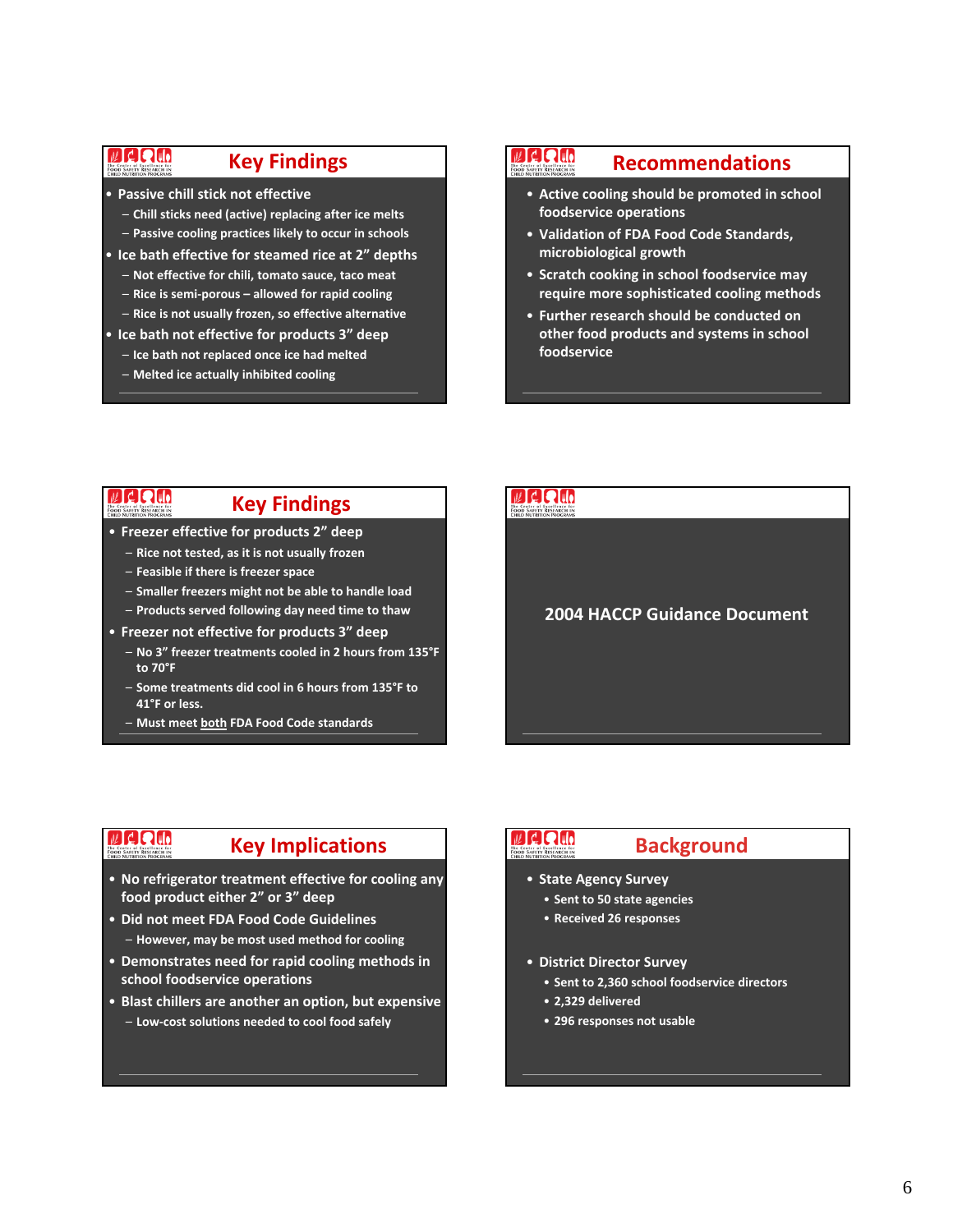## Key Findings

- Passive chill stick not effective
  - Chill sticks need (active) replacing after ice melts
  - Passive cooling practices likely to occur in schools
- Ice bath effective for steamed rice at 2" depths
  - Not effective for chili, tomato sauce, taco meat
  - Rice is semi-porous – allowed for rapid cooling
  - Rice is not usually frozen, so effective alternative
- Ice bath not effective for products 3" deep
  - Ice bath not replaced once ice had melted
  - Melted ice actually inhibited cooling

## Recommendations

- Active cooling should be promoted in school foodservice operations
- Validation of FDA Food Code Standards, microbiological growth
- Scratch cooking in school foodservice may require more sophisticated cooling methods
- Further research should be conducted on other food products and systems in school foodservice

## Key Findings

- Freezer effective for products 2" deep
  - Rice not tested, as it is not usually frozen
  - Feasible if there is freezer space
  - Smaller freezers might not be able to handle load
  - Products served following day need time to thaw
- Freezer not effective for products 3" deep
  - No 3" freezer treatments cooled in 2 hours from 135°F to 70°F
  - Some treatments did cool in 6 hours from 135°F to 41°F or less.
  - Must meet both FDA Food Code standards

## 2004 HACCP Guidance Document

## Key Implications

- No refrigerator treatment effective for cooling any food product either 2" or 3" deep
- Did not meet FDA Food Code Guidelines
  - However, may be most used method for cooling
- Demonstrates need for rapid cooling methods in school foodservice operations
- Blast chillers are another an option, but expensive
  - Low-cost solutions needed to cool food safely

## Background

- State Agency Survey
  - Sent to 50 state agencies
  - Received 26 responses
- District Director Survey
  - Sent to 2,360 school foodservice directors
  - 2,329 delivered
  - 296 responses not usable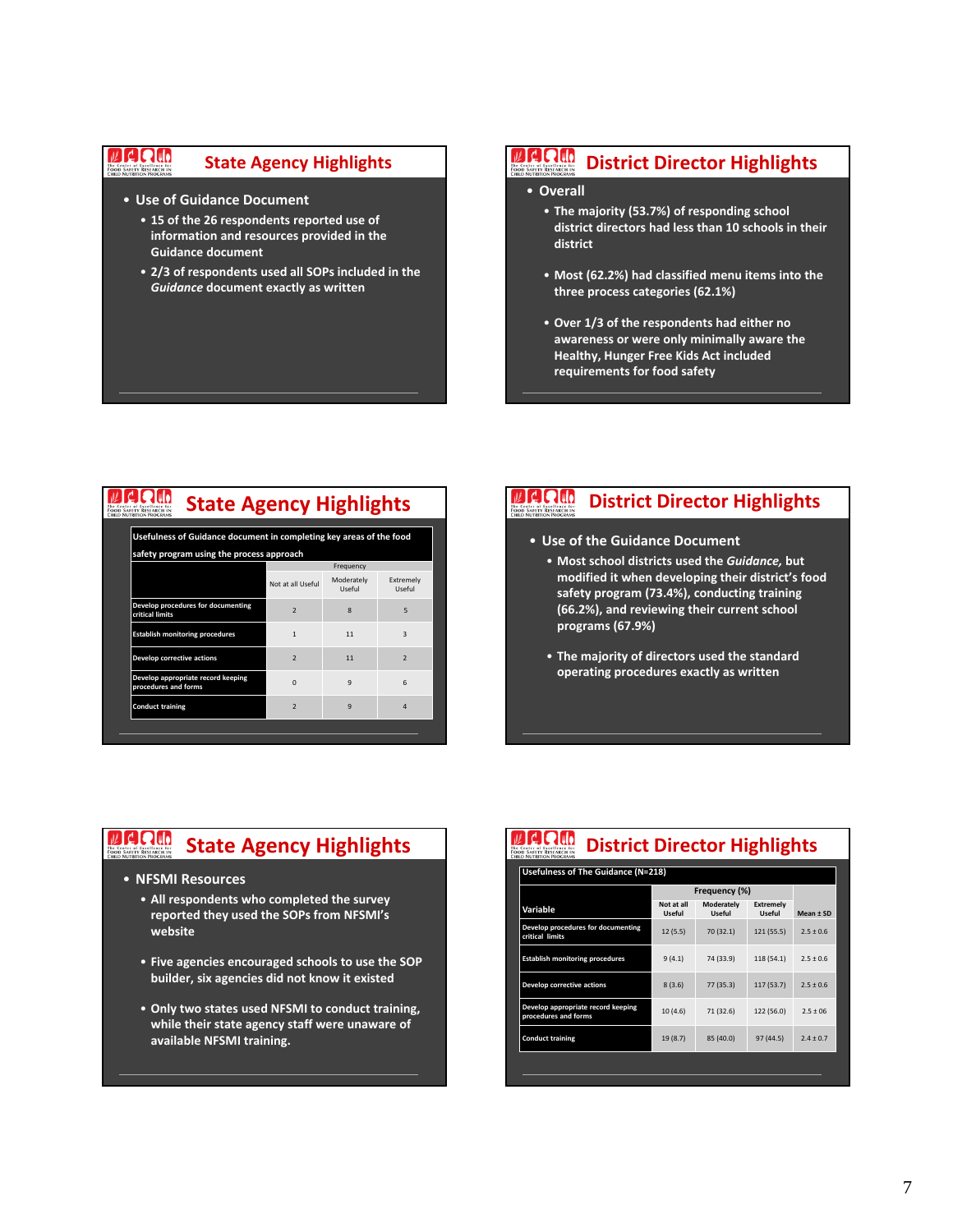## State Agency Highlights

- Use of Guidance Document
  - 15 of the 26 respondents reported use of information and resources provided in the Guidance document
  - 2/3 of respondents used all SOPs included in the *Guidance* document exactly as written

## District Director Highlights

- Overall
  - The majority (53.7%) of responding school district directors had less than 10 schools in their district
  - Most (62.2%) had classified menu items into the three process categories (62.1%)
  - Over 1/3 of the respondents had either no awareness or were only minimally aware the Healthy, Hunger Free Kids Act included requirements for food safety

## State Agency Highlights

Usefulness of Guidance document in completing key areas of the food safety program using the process approach

| | Frequency | | |
|---|---|---|---|
| | Not at all Useful | Moderately Useful | Extremely Useful |
| Develop procedures for documenting critical limits | 2 | 8 | 5 |
| Establish monitoring procedures | 1 | 11 | 3 |
| Develop corrective actions | 2 | 11 | 2 |
| Develop appropriate record keeping procedures and forms | 0 | 9 | 6 |
| Conduct training | 2 | 9 | 4 |

## District Director Highlights

- Use of the Guidance Document
  - Most school districts used the *Guidance,* but modified it when developing their district's food safety program (73.4%), conducting training (66.2%), and reviewing their current school programs (67.9%)
  - The majority of directors used the standard operating procedures exactly as written

## State Agency Highlights

- NFSMI Resources
  - All respondents who completed the survey reported they used the SOPs from NFSMI's website
  - Five agencies encouraged schools to use the SOP builder, six agencies did not know it existed
  - Only two states used NFSMI to conduct training, while their state agency staff were unaware of available NFSMI training.

## District Director Highlights

Usefulness of The Guidance (N=218)

| | Frequency (%) | | | |
|---|---|---|---|---|
| Variable | Not at all Useful | Moderately Useful | Extremely Useful | Mean ± SD |
| Develop procedures for documenting critical limits | 12 (5.5) | 70 (32.1) | 121 (55.5) | 2.5 ± 0.6 |
| Establish monitoring procedures | 9 (4.1) | 74 (33.9) | 118 (54.1) | 2.5 ± 0.6 |
| Develop corrective actions | 8 (3.6) | 77 (35.3) | 117 (53.7) | 2.5 ± 0.6 |
| Develop appropriate record keeping procedures and forms | 10 (4.6) | 71 (32.6) | 122 (56.0) | 2.5 ± 06 |
| Conduct training | 19 (8.7) | 85 (40.0) | 97 (44.5) | 2.4 ± 0.7 |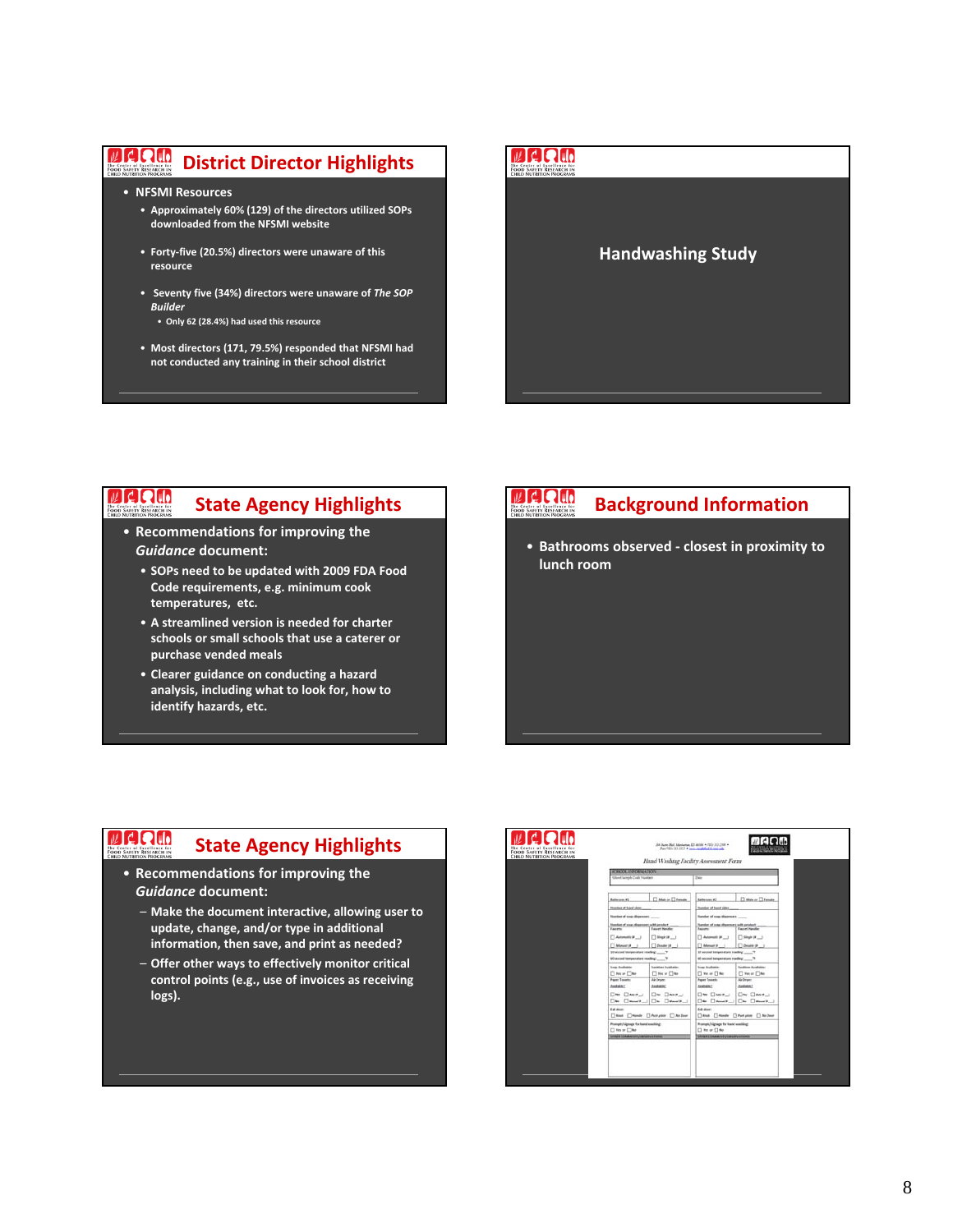## District Director Highlights

- NFSMI Resources
  - Approximately 60% (129) of the directors utilized SOPs downloaded from the NFSMI website
  - Forty-five (20.5%) directors were unaware of this resource
  - Seventy five (34%) directors were unaware of *The SOP Builder*
    - Only 62 (28.4%) had used this resource
  - Most directors (171, 79.5%) responded that NFSMI had not conducted any training in their school district

## Handwashing Study

## State Agency Highlights

- Recommendations for improving the *Guidance* document:
  - SOPs need to be updated with 2009 FDA Food Code requirements, e.g. minimum cook temperatures, etc.
  - A streamlined version is needed for charter schools or small schools that use a caterer or purchase vended meals
  - Clearer guidance on conducting a hazard analysis, including what to look for, how to identify hazards, etc.

## Background Information

- Bathrooms observed - closest in proximity to lunch room

## State Agency Highlights

- Recommendations for improving the *Guidance* document:
  - Make the document interactive, allowing user to update, change, and/or type in additional information, then save, and print as needed?
  - Offer other ways to effectively monitor critical control points (e.g., use of invoices as receiving logs).

Hand Washing Facility Assessment Form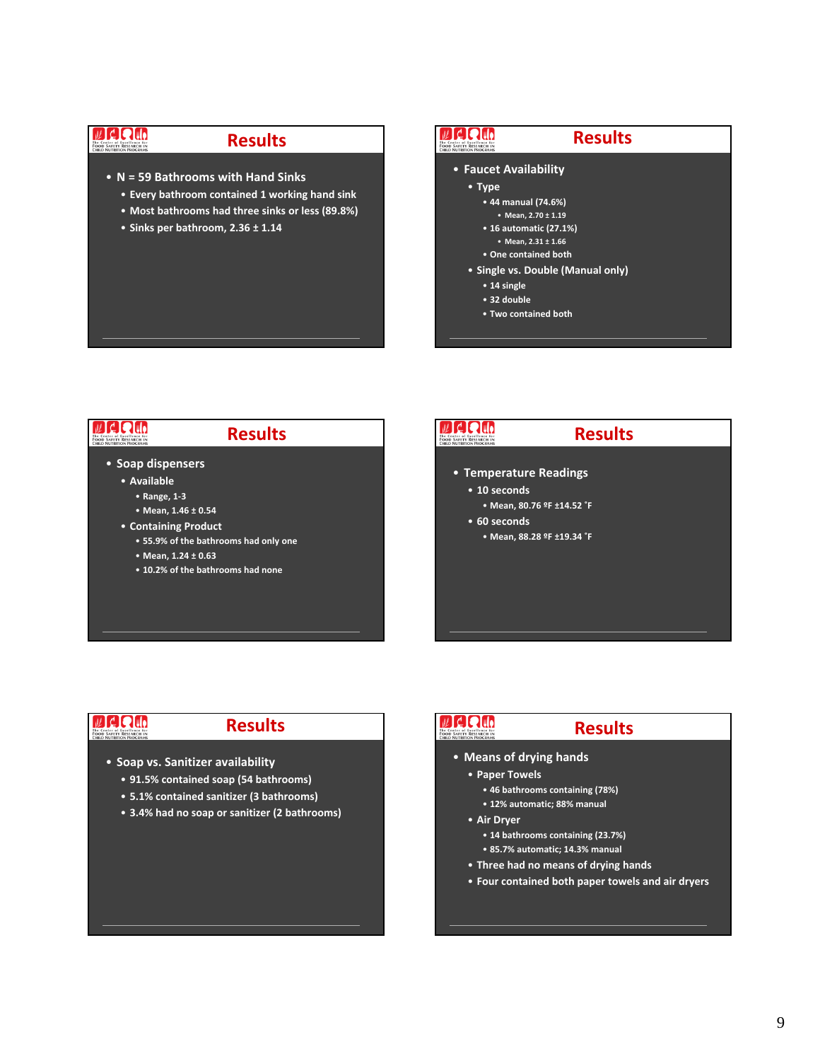## Results

- N = 59 Bathrooms with Hand Sinks
  - Every bathroom contained 1 working hand sink
  - Most bathrooms had three sinks or less (89.8%)
  - Sinks per bathroom, 2.36 ± 1.14

## Results

- Faucet Availability
  - Type
    - 44 manual (74.6%)
      - Mean, 2.70 ± 1.19
    - 16 automatic (27.1%)
      - Mean, 2.31 ± 1.66
    - One contained both
  - Single vs. Double (Manual only)
    - 14 single
    - 32 double
    - Two contained both

## Results

- Soap dispensers
  - Available
    - Range, 1-3
    - Mean, 1.46 ± 0.54
  - Containing Product
    - 55.9% of the bathrooms had only one
    - Mean, 1.24 ± 0.63
    - 10.2% of the bathrooms had none

## Results

- Temperature Readings
  - 10 seconds
    - Mean, 80.76 ºF ±14.52 ˚F
  - 60 seconds
    - Mean, 88.28 ºF ±19.34 ˚F

## Results

- Soap vs. Sanitizer availability
  - 91.5% contained soap (54 bathrooms)
  - 5.1% contained sanitizer (3 bathrooms)
  - 3.4% had no soap or sanitizer (2 bathrooms)

## Results

- Means of drying hands
  - Paper Towels
    - 46 bathrooms containing (78%)
    - 12% automatic; 88% manual
  - Air Dryer
    - 14 bathrooms containing (23.7%)
    - 85.7% automatic; 14.3% manual
  - Three had no means of drying hands
  - Four contained both paper towels and air dryers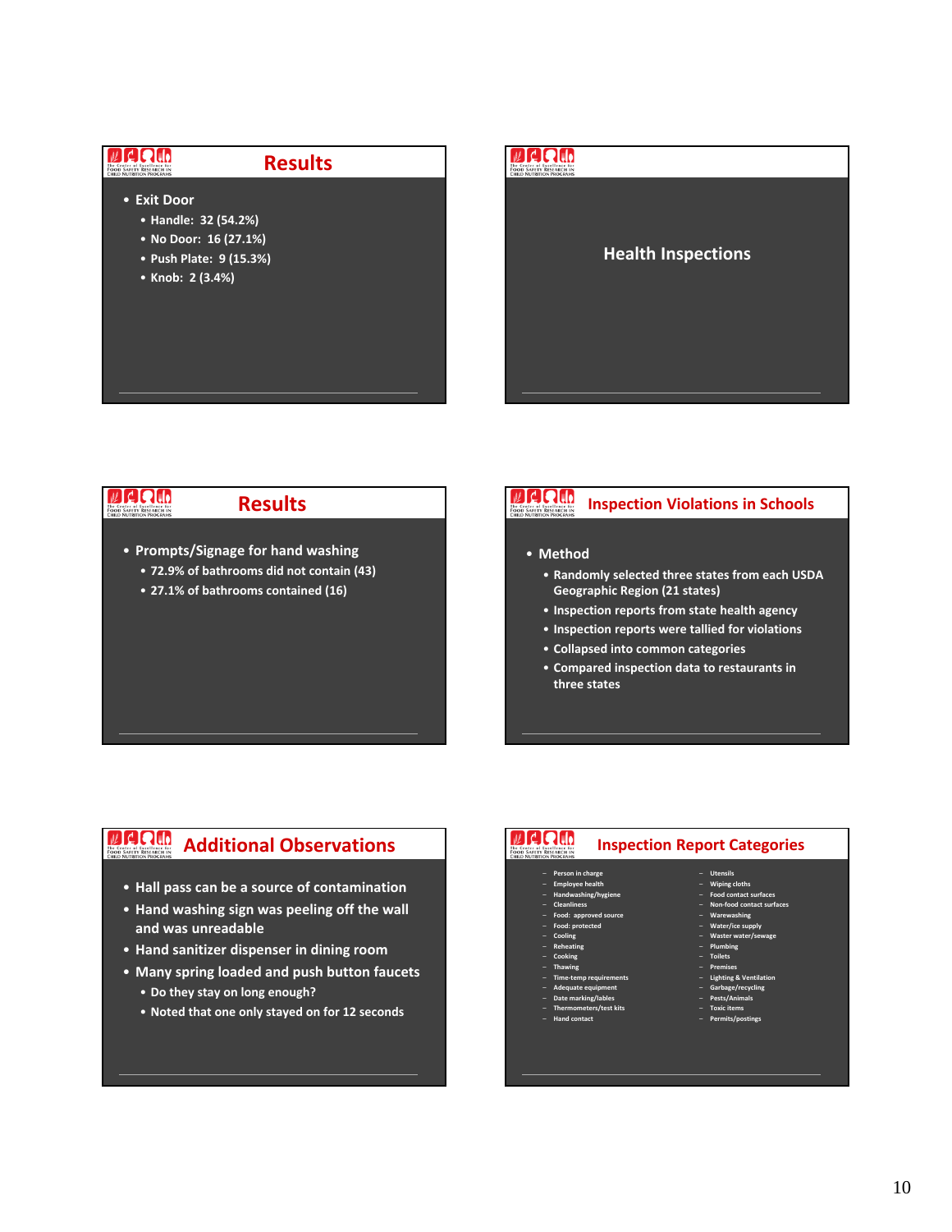## Results

- Exit Door
  - Handle: 32 (54.2%)
  - No Door: 16 (27.1%)
  - Push Plate: 9 (15.3%)
  - Knob: 2 (3.4%)

## Health Inspections

## Results

- Prompts/Signage for hand washing
  - 72.9% of bathrooms did not contain (43)
  - 27.1% of bathrooms contained (16)

## Inspection Violations in Schools

- Method
  - Randomly selected three states from each USDA Geographic Region (21 states)
  - Inspection reports from state health agency
  - Inspection reports were tallied for violations
  - Collapsed into common categories
  - Compared inspection data to restaurants in three states

## Additional Observations

- Hall pass can be a source of contamination
- Hand washing sign was peeling off the wall and was unreadable
- Hand sanitizer dispenser in dining room
- Many spring loaded and push button faucets
  - Do they stay on long enough?
  - Noted that one only stayed on for 12 seconds

## Inspection Report Categories

- Person in charge
- Employee health
- Handwashing/hygiene
- Cleanliness
- Food: approved source
- Food: protected
- Cooling
- Reheating
- Cooking
- Thawing
- Time-temp requirements
- Adequate equipment
- Date marking/lables
- Thermometers/test kits
- Hand contact
- Utensils
- Wiping cloths
- Food contact surfaces
- Non-food contact surfaces
- Warewashing
- Water/ice supply
- Waster water/sewage
- Plumbing
- Toilets
- Premises
- Lighting & Ventilation
- Garbage/recycling
- Pests/Animals
- Toxic items
- Permits/postings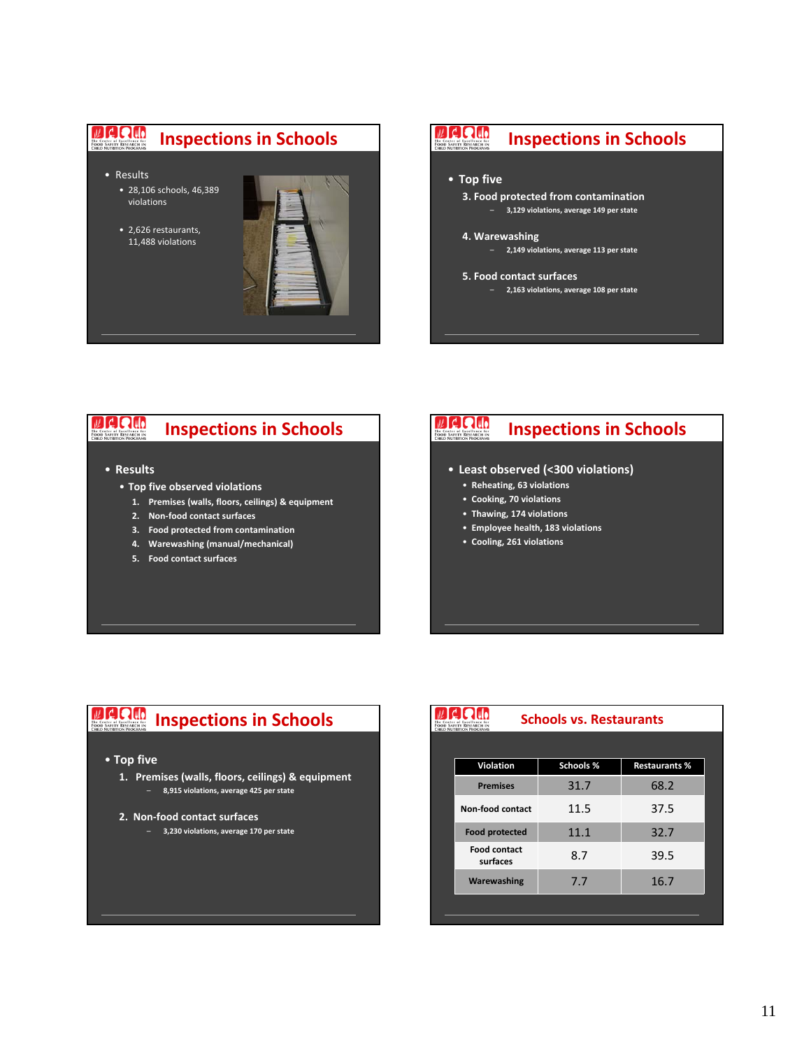## Inspections in Schools

- Results
  - 28,106 schools, 46,389 violations
  - 2,626 restaurants, 11,488 violations

## Inspections in Schools

- **Top five**
  3. **Food protected from contamination**
     - **3,129 violations, average 149 per state**
  4. **Warewashing**
     - **2,149 violations, average 113 per state**
  5. **Food contact surfaces**
     - **2,163 violations, average 108 per state**

## Inspections in Schools

- **Results**
  - **Top five observed violations**
    1. **Premises (walls, floors, ceilings) & equipment**
    2. **Non-food contact surfaces**
    3. **Food protected from contamination**
    4. **Warewashing (manual/mechanical)**
    5. **Food contact surfaces**

## Inspections in Schools

- **Least observed (<300 violations)**
  - **Reheating, 63 violations**
  - **Cooking, 70 violations**
  - **Thawing, 174 violations**
  - **Employee health, 183 violations**
  - **Cooling, 261 violations**

## Inspections in Schools

- **Top five**
  1. **Premises (walls, floors, ceilings) & equipment**
     - **8,915 violations, average 425 per state**
  2. **Non-food contact surfaces**
     - **3,230 violations, average 170 per state**

## Schools vs. Restaurants

| Violation | Schools % | Restaurants % |
|---|---|---|
| Premises | 31.7 | 68.2 |
| Non-food contact | 11.5 | 37.5 |
| Food protected | 11.1 | 32.7 |
| Food contact surfaces | 8.7 | 39.5 |
| Warewashing | 7.7 | 16.7 |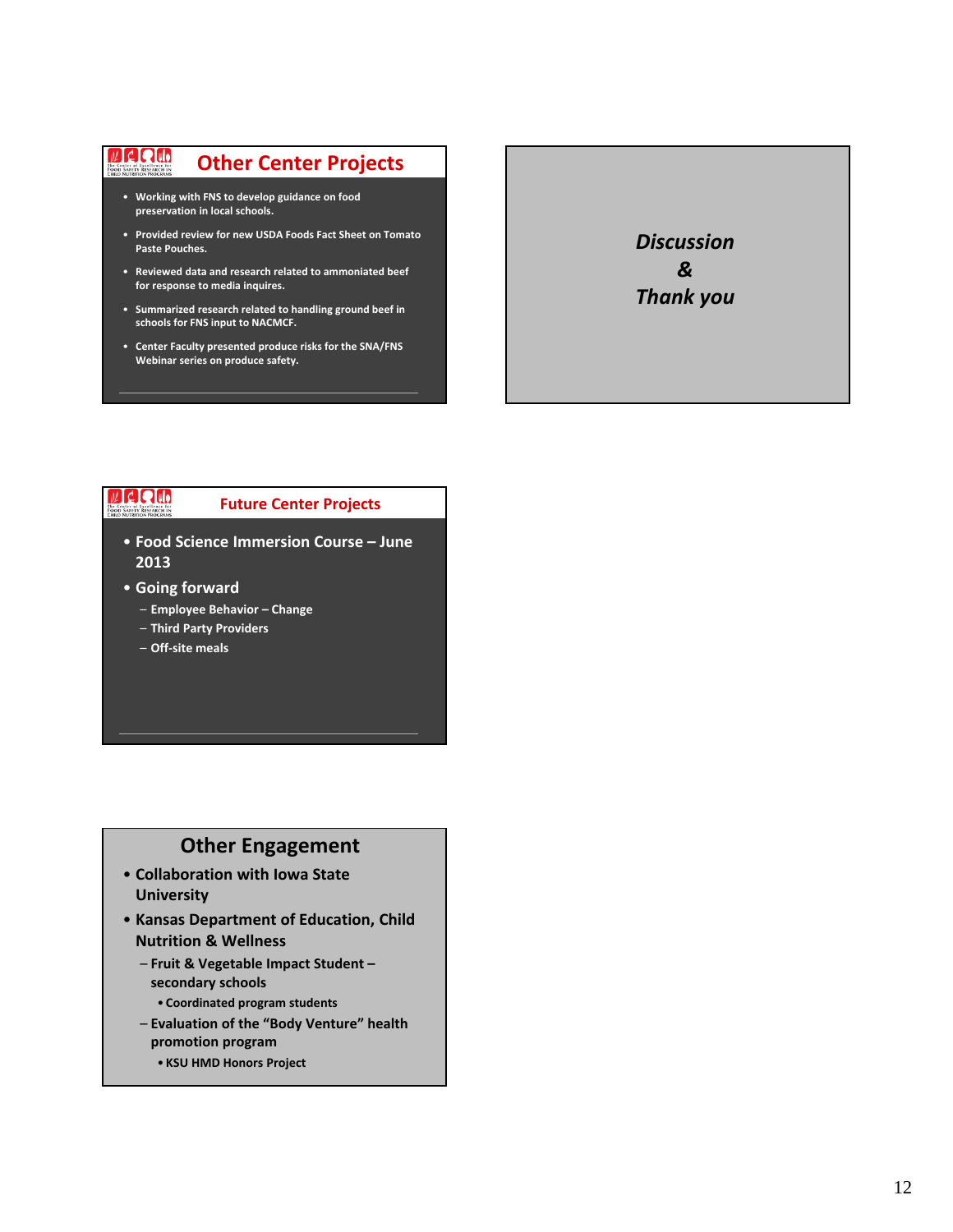## Other Center Projects

- Working with FNS to develop guidance on food preservation in local schools.
- Provided review for new USDA Foods Fact Sheet on Tomato Paste Pouches.
- Reviewed data and research related to ammoniated beef for response to media inquires.
- Summarized research related to handling ground beef in schools for FNS input to NACMCF.
- Center Faculty presented produce risks for the SNA/FNS Webinar series on produce safety.

## Discussion & Thank you

## Future Center Projects

- Food Science Immersion Course – June 2013
- Going forward
  - Employee Behavior – Change
  - Third Party Providers
  - Off-site meals

## Other Engagement

- Collaboration with Iowa State University
- Kansas Department of Education, Child Nutrition & Wellness
  - Fruit & Vegetable Impact Student – secondary schools
    - Coordinated program students
  - Evaluation of the "Body Venture" health promotion program
    - KSU HMD Honors Project